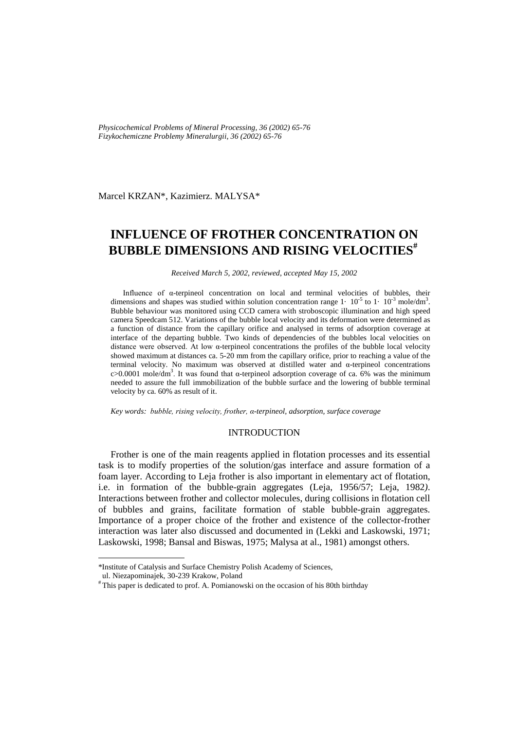Marcel KRZAN\*, Kazimierz. MALYSA\*

# INFLUENCE OF FROTHER CONCENTRATION ON BUBBLE DIMENSIONS AND RISING VELOCITIES[#]

*Received March 5, 2002, reviewed, accepted May 15, 2002*

Influence of α-terpineol concentration on local and terminal velocities of bubbles, their dimensions and shapes was studied within solution concentration range $1 \cdot 10^{-5}$ to $1 \cdot 10^{-3}$ mole/dm$^3$. Bubble behaviour was monitored using CCD camera with stroboscopic illumination and high speed camera Speedcam 512. Variations of the bubble local velocity and its deformation were determined as a function of distance from the capillary orifice and analysed in terms of adsorption coverage at interface of the departing bubble. Two kinds of dependencies of the bubbles local velocities on distance were observed. At low α-terpineol concentrations the profiles of the bubble local velocity showed maximum at distances ca. 5-20 mm from the capillary orifice, prior to reaching a value of the terminal velocity. No maximum was observed at distilled water and α-terpineol concentrations c>0.0001 mole/dm$^3$. It was found that α-terpineol adsorption coverage of ca. 6% was the minimum needed to assure the full immobilization of the bubble surface and the lowering of bubble terminal velocity by ca. 60% as result of it.

*Key words: bubble, rising velocity, frother, α-terpineol, adsorption, surface coverage*

## INTRODUCTION

Frother is one of the main reagents applied in flotation processes and its essential task is to modify properties of the solution/gas interface and assure formation of a foam layer. According to Leja frother is also important in elementary act of flotation, i.e. in formation of the bubble-grain aggregates (Leja, 1956/57; Leja, 1982). Interactions between frother and collector molecules, during collisions in flotation cell of bubbles and grains, facilitate formation of stable bubble-grain aggregates. Importance of a proper choice of the frother and existence of the collector-frother interaction was later also discussed and documented in (Lekki and Laskowski, 1971; Laskowski, 1998; Bansal and Biswas, 1975; Malysa at al., 1981) amongst others.

---

\*Institute of Catalysis and Surface Chemistry Polish Academy of Sciences, ul. Niezapominajek, 30-239 Krakow, Poland

[#] This paper is dedicated to prof. A. Pomianowski on the occasion of his 80th birthday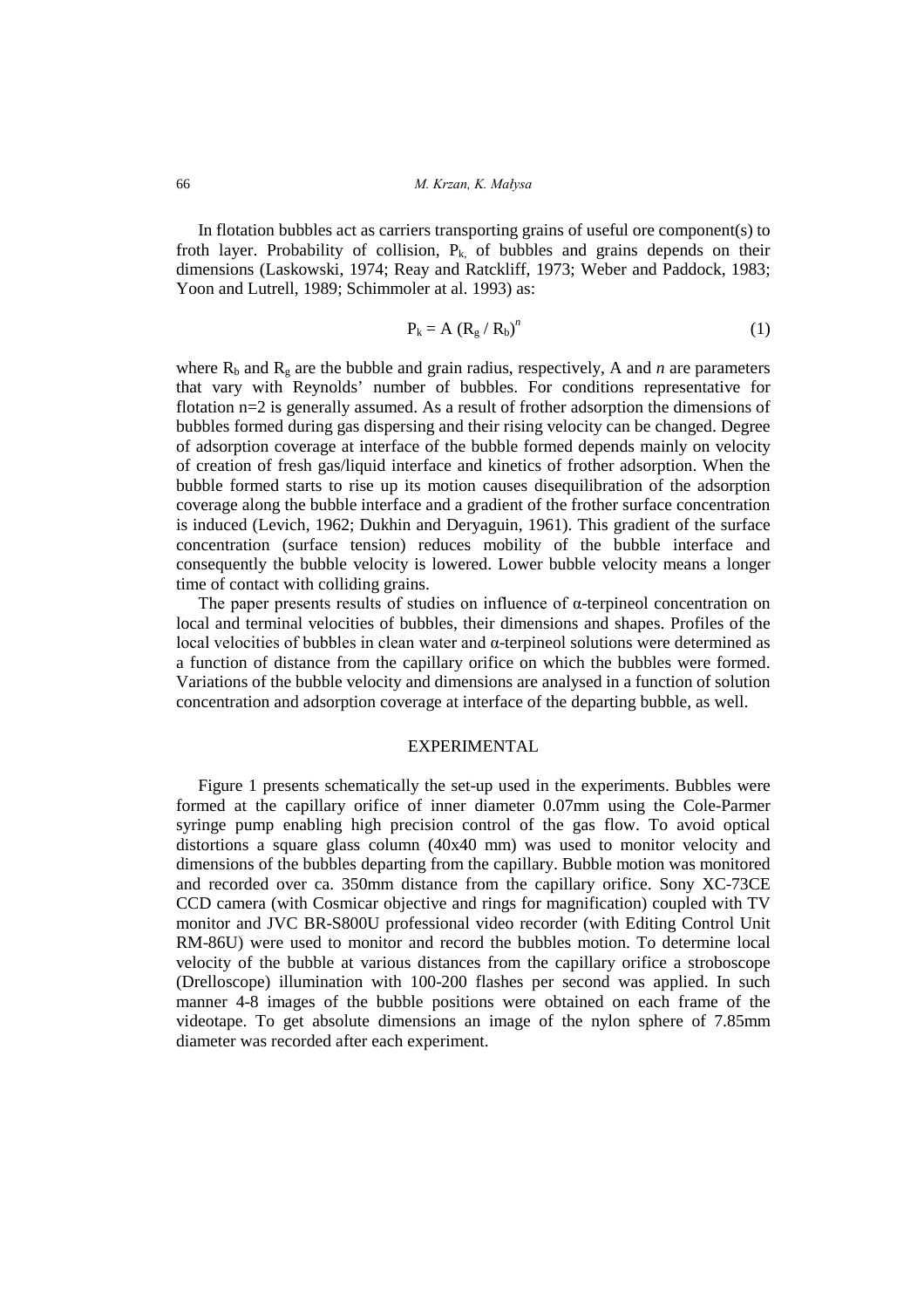In flotation bubbles act as carriers transporting grains of useful ore component(s) to froth layer. Probability of collision, $P_{k,}$ of bubbles and grains depends on their dimensions (Laskowski, 1974; Reay and Ratckliff, 1973; Weber and Paddock, 1983; Yoon and Lutrell, 1989; Schimmoler at al. 1993) as:

$$P_k = A\,(R_g / R_b)^n \tag{1}$$

where $R_b$ and $R_g$ are the bubble and grain radius, respectively, A and *n* are parameters that vary with Reynolds' number of bubbles. For conditions representative for flotation n=2 is generally assumed. As a result of frother adsorption the dimensions of bubbles formed during gas dispersing and their rising velocity can be changed. Degree of adsorption coverage at interface of the bubble formed depends mainly on velocity of creation of fresh gas/liquid interface and kinetics of frother adsorption. When the bubble formed starts to rise up its motion causes disequilibration of the adsorption coverage along the bubble interface and a gradient of the frother surface concentration is induced (Levich, 1962; Dukhin and Deryaguin, 1961). This gradient of the surface concentration (surface tension) reduces mobility of the bubble interface and consequently the bubble velocity is lowered. Lower bubble velocity means a longer time of contact with colliding grains.

The paper presents results of studies on influence of α-terpineol concentration on local and terminal velocities of bubbles, their dimensions and shapes. Profiles of the local velocities of bubbles in clean water and α-terpineol solutions were determined as a function of distance from the capillary orifice on which the bubbles were formed. Variations of the bubble velocity and dimensions are analysed in a function of solution concentration and adsorption coverage at interface of the departing bubble, as well.

## EXPERIMENTAL

Figure 1 presents schematically the set-up used in the experiments. Bubbles were formed at the capillary orifice of inner diameter 0.07mm using the Cole-Parmer syringe pump enabling high precision control of the gas flow. To avoid optical distortions a square glass column (40x40 mm) was used to monitor velocity and dimensions of the bubbles departing from the capillary. Bubble motion was monitored and recorded over ca. 350mm distance from the capillary orifice. Sony XC-73CE CCD camera (with Cosmicar objective and rings for magnification) coupled with TV monitor and JVC BR-S800U professional video recorder (with Editing Control Unit RM-86U) were used to monitor and record the bubbles motion. To determine local velocity of the bubble at various distances from the capillary orifice a stroboscope (Drelloscope) illumination with 100-200 flashes per second was applied. In such manner 4-8 images of the bubble positions were obtained on each frame of the videotape. To get absolute dimensions an image of the nylon sphere of 7.85mm diameter was recorded after each experiment.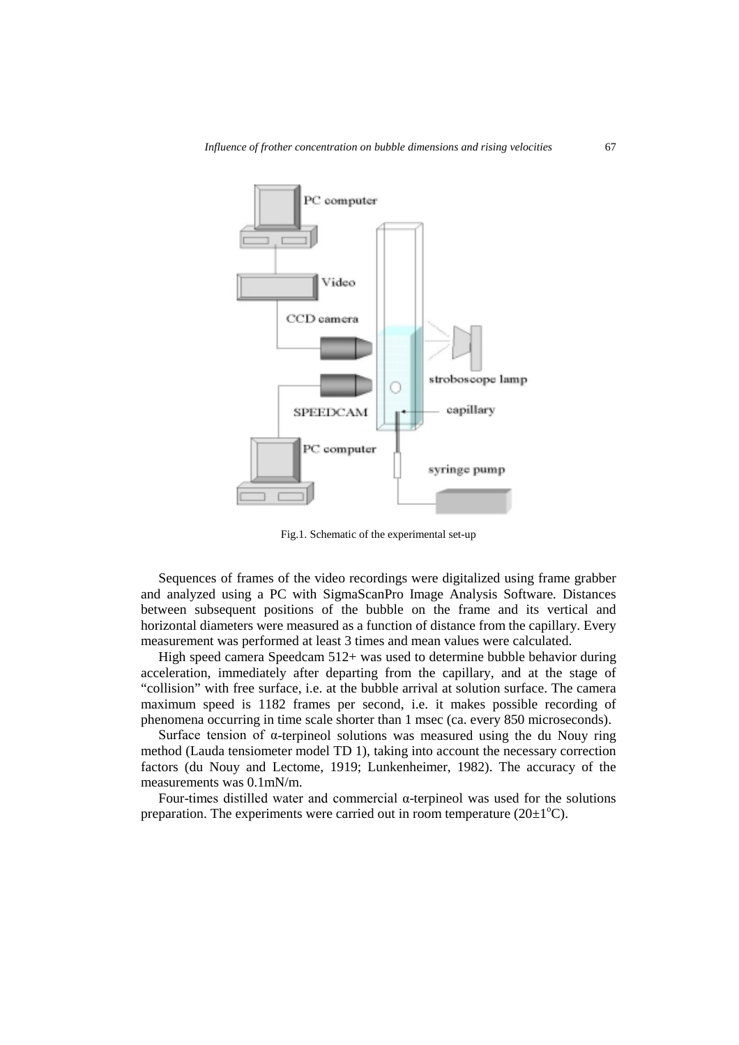Fig.1. Schematic of the experimental set-up

Sequences of frames of the video recordings were digitalized using frame grabber and analyzed using a PC with SigmaScanPro Image Analysis Software. Distances between subsequent positions of the bubble on the frame and its vertical and horizontal diameters were measured as a function of distance from the capillary. Every measurement was performed at least 3 times and mean values were calculated.

High speed camera Speedcam 512+ was used to determine bubble behavior during acceleration, immediately after departing from the capillary, and at the stage of "collision" with free surface, i.e. at the bubble arrival at solution surface. The camera maximum speed is 1182 frames per second, i.e. it makes possible recording of phenomena occurring in time scale shorter than 1 msec (ca. every 850 microseconds).

Surface tension of α-terpineol solutions was measured using the du Nouy ring method (Lauda tensiometer model TD 1), taking into account the necessary correction factors (du Nouy and Lectome, 1919; Lunkenheimer, 1982). The accuracy of the measurements was 0.1mN/m.

Four-times distilled water and commercial α-terpineol was used for the solutions preparation. The experiments were carried out in room temperature ($20\pm1^{o}C$).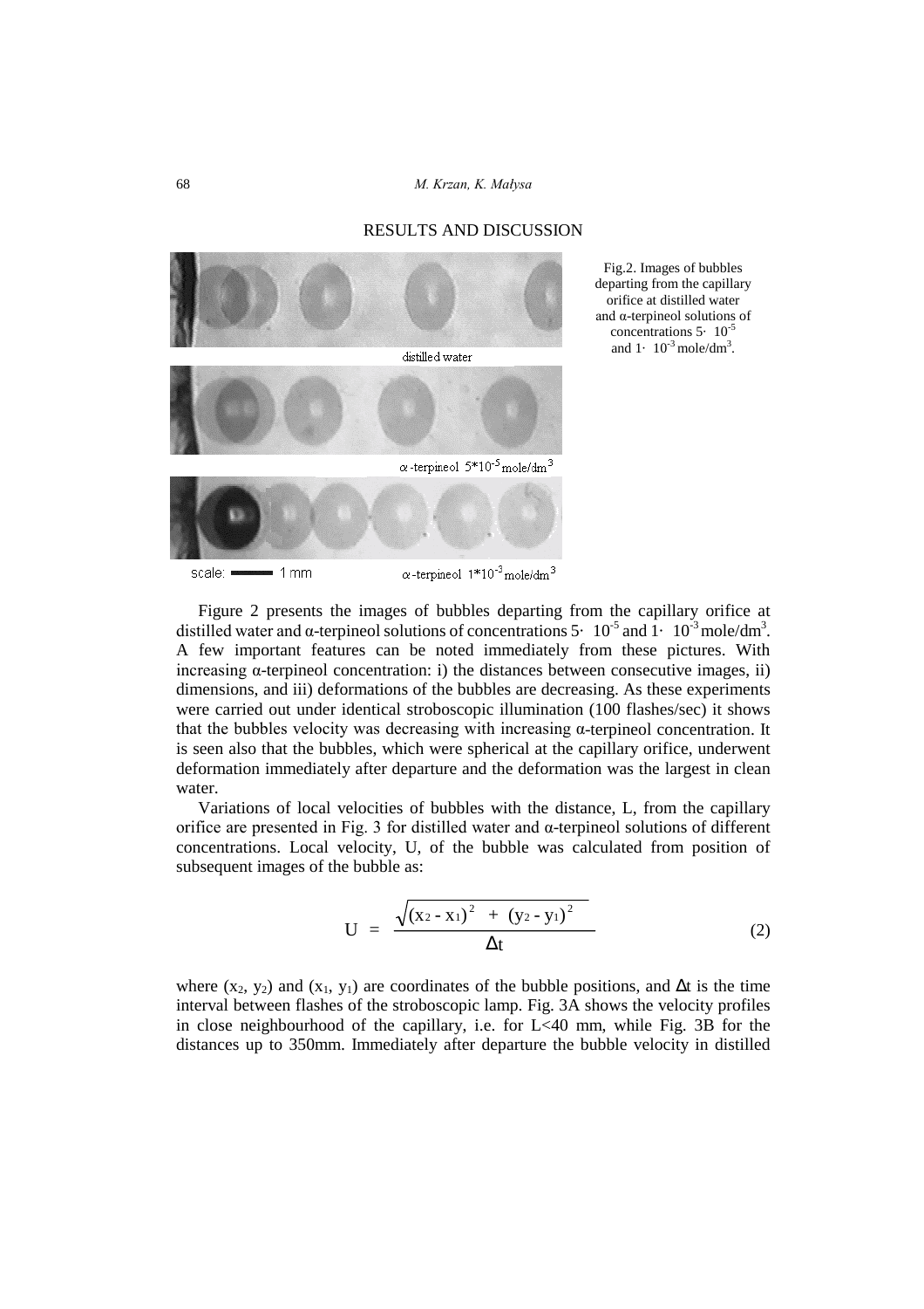## RESULTS AND DISCUSSION

Fig.2. Images of bubbles departing from the capillary orifice at distilled water and α-terpineol solutions of concentrations $5 \cdot 10^{-5}$ and $1 \cdot 10^{-3}$ mole/dm$^3$.

Figure 2 presents the images of bubbles departing from the capillary orifice at distilled water and α-terpineol solutions of concentrations $5 \cdot 10^{-5}$ and $1 \cdot 10^{-3}$ mole/dm$^3$. A few important features can be noted immediately from these pictures. With increasing α-terpineol concentration: i) the distances between consecutive images, ii) dimensions, and iii) deformations of the bubbles are decreasing. As these experiments were carried out under identical stroboscopic illumination (100 flashes/sec) it shows that the bubbles velocity was decreasing with increasing α-terpineol concentration. It is seen also that the bubbles, which were spherical at the capillary orifice, underwent deformation immediately after departure and the deformation was the largest in clean water.

Variations of local velocities of bubbles with the distance, L, from the capillary orifice are presented in Fig. 3 for distilled water and α-terpineol solutions of different concentrations. Local velocity, U, of the bubble was calculated from position of subsequent images of the bubble as:

$$U = \frac{\sqrt{(x_2 - x_1)^2 + (y_2 - y_1)^2}}{\Delta t} \tag{2}$$

where $(x_2, y_2)$ and $(x_1, y_1)$ are coordinates of the bubble positions, and $\Delta t$ is the time interval between flashes of the stroboscopic lamp. Fig. 3A shows the velocity profiles in close neighbourhood of the capillary, i.e. for L<40 mm, while Fig. 3B for the distances up to 350mm. Immediately after departure the bubble velocity in distilled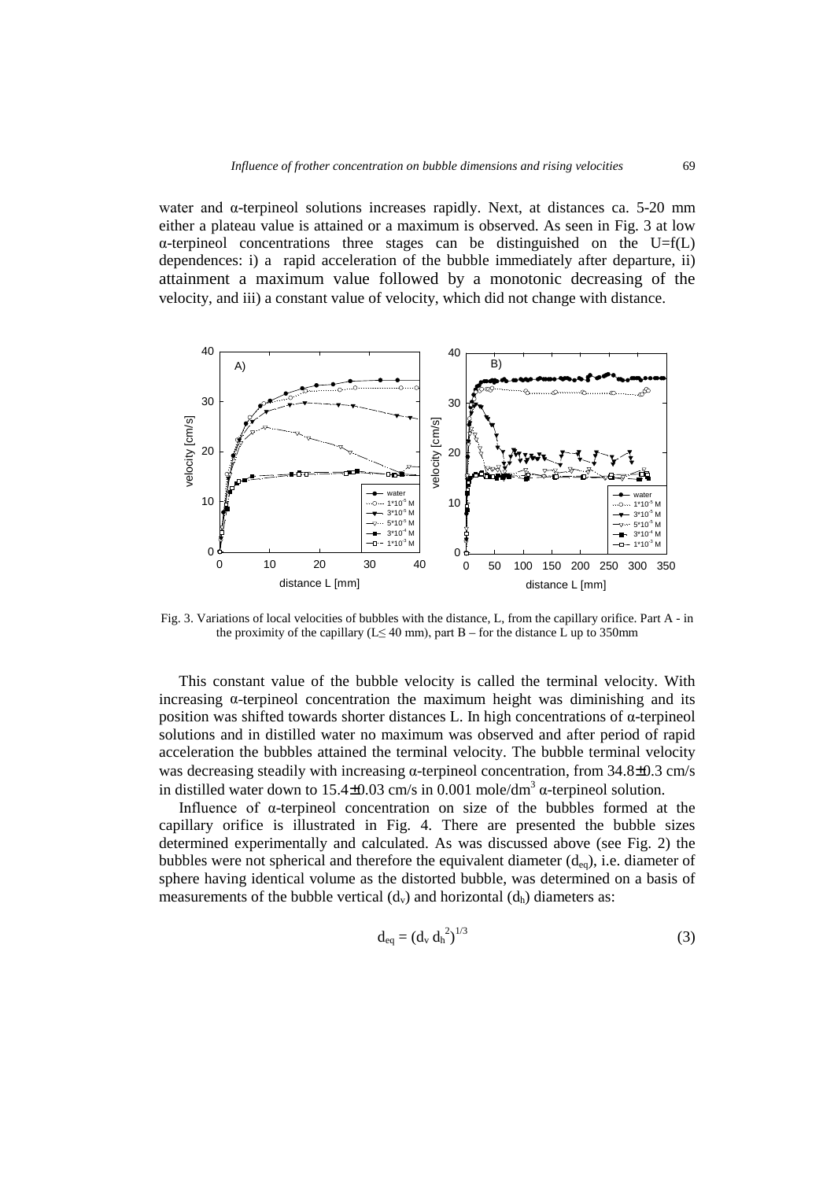water and α-terpineol solutions increases rapidly. Next, at distances ca. 5-20 mm either a plateau value is attained or a maximum is observed. As seen in Fig. 3 at low α-terpineol concentrations three stages can be distinguished on the U=f(L) dependences: i) a rapid acceleration of the bubble immediately after departure, ii) attainment a maximum value followed by a monotonic decreasing of the velocity, and iii) a constant value of velocity, which did not change with distance.

Fig. 3. Variations of local velocities of bubbles with the distance, L, from the capillary orifice. Part A - in the proximity of the capillary ($L \leq 40$ mm), part B – for the distance L up to 350mm

This constant value of the bubble velocity is called the terminal velocity. With increasing α-terpineol concentration the maximum height was diminishing and its position was shifted towards shorter distances L. In high concentrations of α-terpineol solutions and in distilled water no maximum was observed and after period of rapid acceleration the bubbles attained the terminal velocity. The bubble terminal velocity was decreasing steadily with increasing α-terpineol concentration, from 34.8±0.3 cm/s in distilled water down to 15.4±0.03 cm/s in 0.001 mole/dm$^3$ α-terpineol solution.

Influence of α-terpineol concentration on size of the bubbles formed at the capillary orifice is illustrated in Fig. 4. There are presented the bubble sizes determined experimentally and calculated. As was discussed above (see Fig. 2) the bubbles were not spherical and therefore the equivalent diameter ($d_{eq}$), i.e. diameter of sphere having identical volume as the distorted bubble, was determined on a basis of measurements of the bubble vertical ($d_v$) and horizontal ($d_h$) diameters as:

$$d_{eq} = (d_v\, d_h^2)^{1/3} \tag{3}$$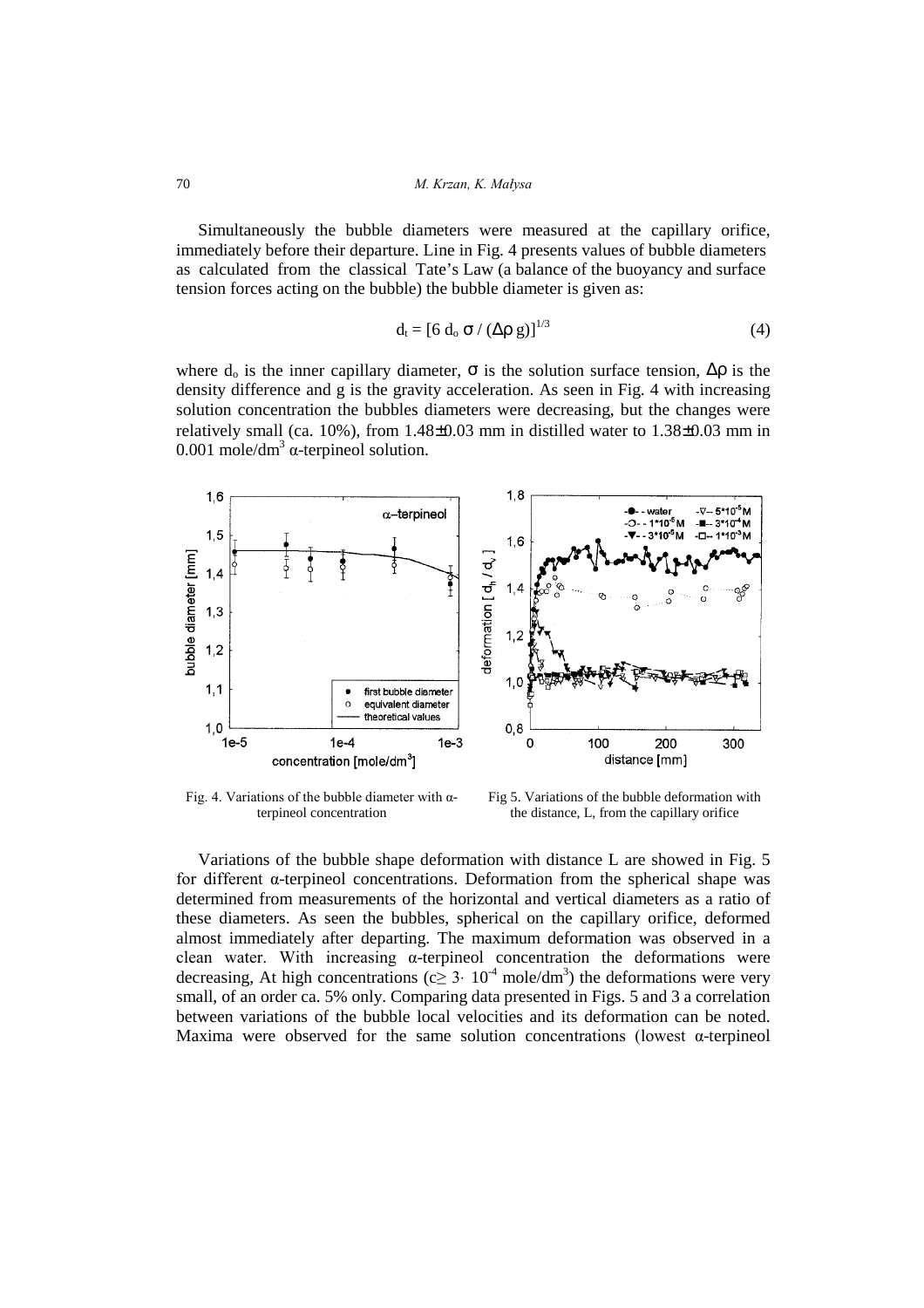Simultaneously the bubble diameters were measured at the capillary orifice, immediately before their departure. Line in Fig. 4 presents values of bubble diameters as calculated from the classical Tate's Law (a balance of the buoyancy and surface tension forces acting on the bubble) the bubble diameter is given as:

$$d_t = [6\, d_o\, \sigma / (\Delta\rho\, g)]^{1/3} \tag{4}$$

where $d_o$ is the inner capillary diameter, $\sigma$ is the solution surface tension, $\Delta\rho$ is the density difference and g is the gravity acceleration. As seen in Fig. 4 with increasing solution concentration the bubbles diameters were decreasing, but the changes were relatively small (ca. 10%), from 1.48±0.03 mm in distilled water to 1.38±0.03 mm in 0.001 mole/dm$^3$ α-terpineol solution.

Fig. 4. Variations of the bubble diameter with α-terpineol concentration

Fig 5. Variations of the bubble deformation with the distance, L, from the capillary orifice

Variations of the bubble shape deformation with distance L are showed in Fig. 5 for different α-terpineol concentrations. Deformation from the spherical shape was determined from measurements of the horizontal and vertical diameters as a ratio of these diameters. As seen the bubbles, spherical on the capillary orifice, deformed almost immediately after departing. The maximum deformation was observed in a clean water. With increasing α-terpineol concentration the deformations were decreasing, At high concentrations ($c \geq 3 \cdot 10^{-4}$ mole/dm$^3$) the deformations were very small, of an order ca. 5% only. Comparing data presented in Figs. 5 and 3 a correlation between variations of the bubble local velocities and its deformation can be noted. Maxima were observed for the same solution concentrations (lowest α-terpineol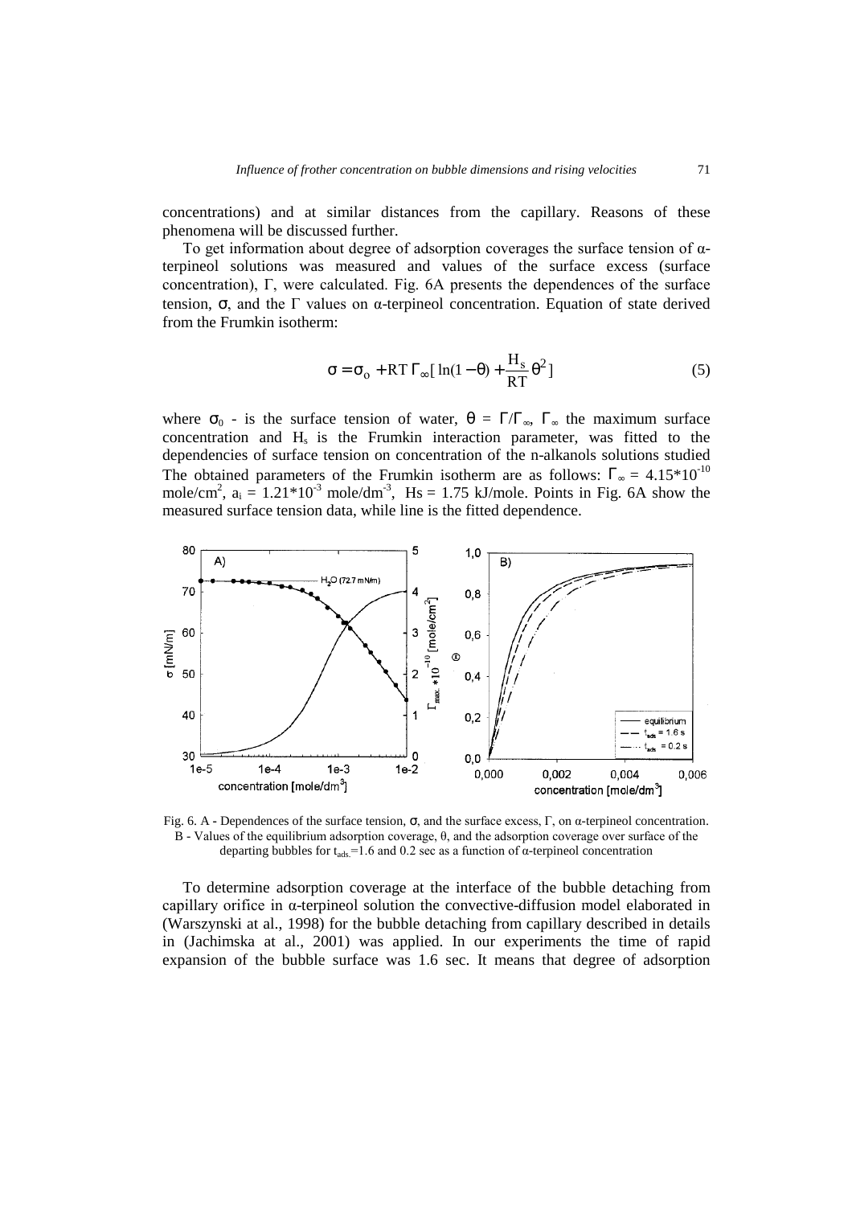concentrations) and at similar distances from the capillary. Reasons of these phenomena will be discussed further.

To get information about degree of adsorption coverages the surface tension of α-terpineol solutions was measured and values of the surface excess (surface concentration), Γ, were calculated. Fig. 6A presents the dependences of the surface tension, σ, and the Γ values on α-terpineol concentration. Equation of state derived from the Frumkin isotherm:

$$\sigma = \sigma_o + RT\,\Gamma_\infty[\,\ln(1-\theta) + \frac{H_s}{RT}\theta^2\,] \tag{5}$$

where $\sigma_0$ - is the surface tension of water, $\theta = \Gamma/\Gamma_\infty$, $\Gamma_\infty$ the maximum surface concentration and $H_s$ is the Frumkin interaction parameter, was fitted to the dependencies of surface tension on concentration of the n-alkanols solutions studied The obtained parameters of the Frumkin isotherm are as follows: $\Gamma_\infty = 4.15*10^{-10}$ mole/cm$^2$, $a_i = 1.21*10^{-3}$ mole/dm$^{-3}$, Hs = 1.75 kJ/mole. Points in Fig. 6A show the measured surface tension data, while line is the fitted dependence.

Fig. 6. A - Dependences of the surface tension, σ, and the surface excess, Γ, on α-terpineol concentration. B - Values of the equilibrium adsorption coverage, θ, and the adsorption coverage over surface of the departing bubbles for $t_{ads.}$=1.6 and 0.2 sec as a function of α-terpineol concentration

To determine adsorption coverage at the interface of the bubble detaching from capillary orifice in α-terpineol solution the convective-diffusion model elaborated in (Warszynski at al., 1998) for the bubble detaching from capillary described in details in (Jachimska at al., 2001) was applied. In our experiments the time of rapid expansion of the bubble surface was 1.6 sec. It means that degree of adsorption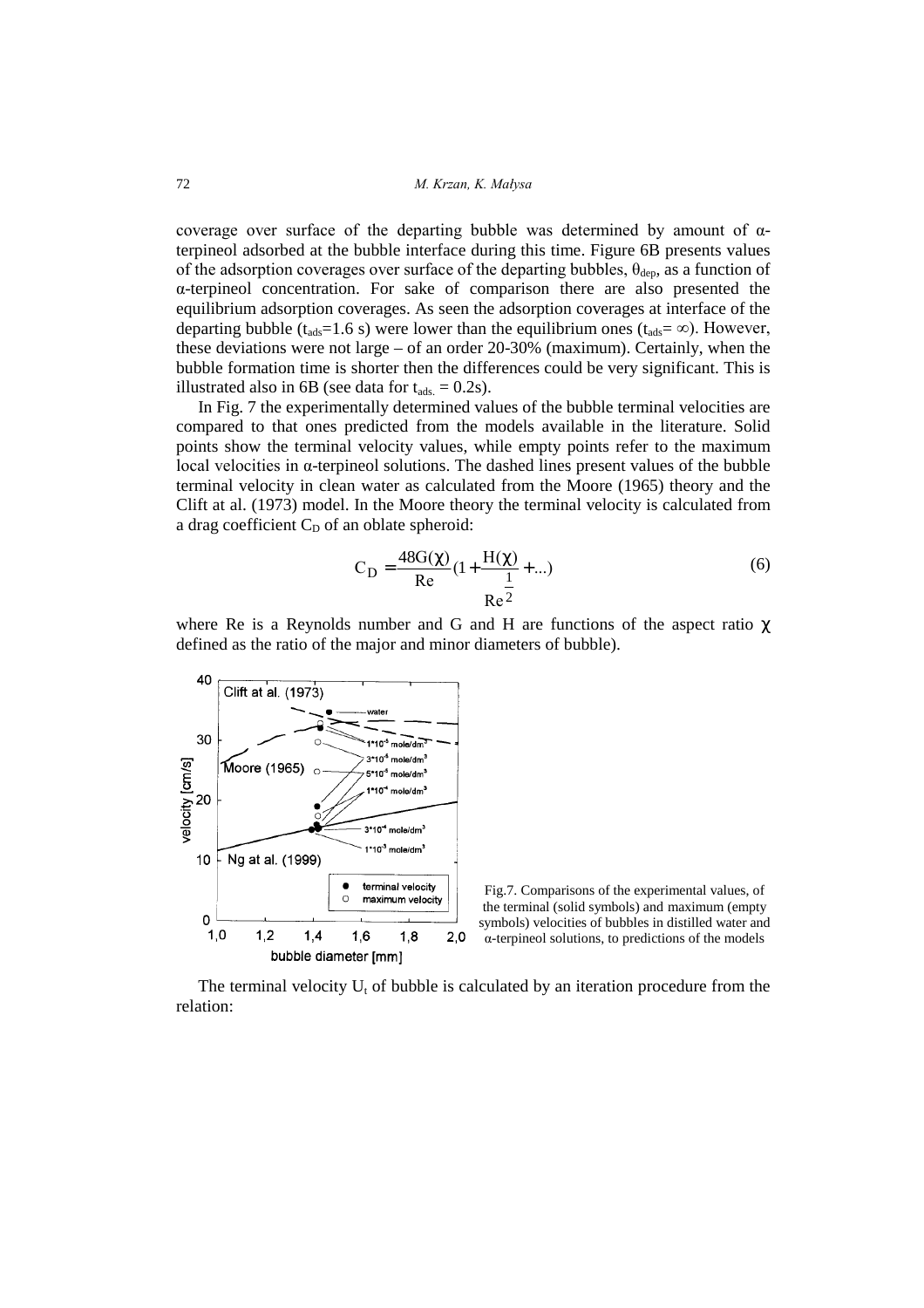coverage over surface of the departing bubble was determined by amount of α-terpineol adsorbed at the bubble interface during this time. Figure 6B presents values of the adsorption coverages over surface of the departing bubbles, $\theta_{dep}$, as a function of α-terpineol concentration. For sake of comparison there are also presented the equilibrium adsorption coverages. As seen the adsorption coverages at interface of the departing bubble ($t_{ads}$=1.6 s) were lower than the equilibrium ones ($t_{ads}=\infty$). However, these deviations were not large – of an order 20-30% (maximum). Certainly, when the bubble formation time is shorter then the differences could be very significant. This is illustrated also in 6B (see data for $t_{ads.}$ = 0.2s).

In Fig. 7 the experimentally determined values of the bubble terminal velocities are compared to that ones predicted from the models available in the literature. Solid points show the terminal velocity values, while empty points refer to the maximum local velocities in α-terpineol solutions. The dashed lines present values of the bubble terminal velocity in clean water as calculated from the Moore (1965) theory and the Clift at al. (1973) model. In the Moore theory the terminal velocity is calculated from a drag coefficient $C_D$ of an oblate spheroid:

$$C_D = \frac{48G(\chi)}{Re}\left(1 + \frac{H(\chi)}{Re^{\frac{1}{2}}} + ...\right) \tag{6}$$

where Re is a Reynolds number and G and H are functions of the aspect ratio $\chi$ defined as the ratio of the major and minor diameters of bubble).

Fig.7. Comparisons of the experimental values, of the terminal (solid symbols) and maximum (empty symbols) velocities of bubbles in distilled water and α-terpineol solutions, to predictions of the models

The terminal velocity $U_t$ of bubble is calculated by an iteration procedure from the relation: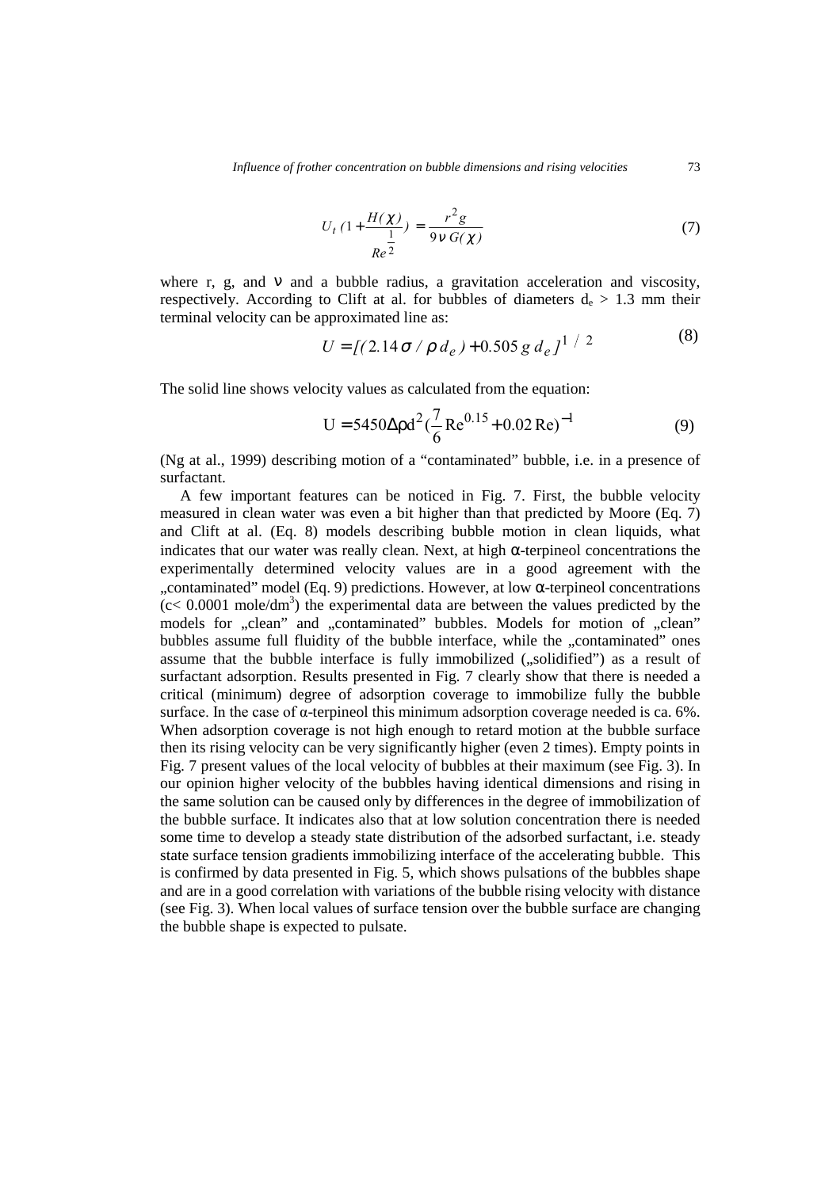$$U_t\,(1+\frac{H(\chi)}{Re^{\frac{1}{2}}}) = \frac{r^2 g}{9\nu\, G(\chi)} \tag{7}$$

where r, g, and $\nu$ and a bubble radius, a gravitation acceleration and viscosity, respectively. According to Clift at al. for bubbles of diameters $d_e > 1.3$ mm their terminal velocity can be approximated line as:

$$U = [(2.14\,\sigma\,/\,\rho\, d_e) + 0.505\, g\, d_e]^{1\,/\,2} \tag{8}$$

The solid line shows velocity values as calculated from the equation:

$$\mathrm{U} = 5450\Delta\rho \mathrm{d}^2 (\frac{7}{6}\mathrm{Re}^{0.15} + 0.02\,\mathrm{Re})^{-1} \tag{9}$$

(Ng at al., 1999) describing motion of a "contaminated" bubble, i.e. in a presence of surfactant.

A few important features can be noticed in Fig. 7. First, the bubble velocity measured in clean water was even a bit higher than that predicted by Moore (Eq. 7) and Clift at al. (Eq. 8) models describing bubble motion in clean liquids, what indicates that our water was really clean. Next, at high α-terpineol concentrations the experimentally determined velocity values are in a good agreement with the „contaminated" model (Eq. 9) predictions. However, at low α-terpineol concentrations ($c < 0.0001$ mole/dm$^3$) the experimental data are between the values predicted by the models for „clean" and „contaminated" bubbles. Models for motion of „clean" bubbles assume full fluidity of the bubble interface, while the „contaminated" ones assume that the bubble interface is fully immobilized („solidified") as a result of surfactant adsorption. Results presented in Fig. 7 clearly show that there is needed a critical (minimum) degree of adsorption coverage to immobilize fully the bubble surface. In the case of α-terpineol this minimum adsorption coverage needed is ca. 6%. When adsorption coverage is not high enough to retard motion at the bubble surface then its rising velocity can be very significantly higher (even 2 times). Empty points in Fig. 7 present values of the local velocity of bubbles at their maximum (see Fig. 3). In our opinion higher velocity of the bubbles having identical dimensions and rising in the same solution can be caused only by differences in the degree of immobilization of the bubble surface. It indicates also that at low solution concentration there is needed some time to develop a steady state distribution of the adsorbed surfactant, i.e. steady state surface tension gradients immobilizing interface of the accelerating bubble. This is confirmed by data presented in Fig. 5, which shows pulsations of the bubbles shape and are in a good correlation with variations of the bubble rising velocity with distance (see Fig. 3). When local values of surface tension over the bubble surface are changing the bubble shape is expected to pulsate.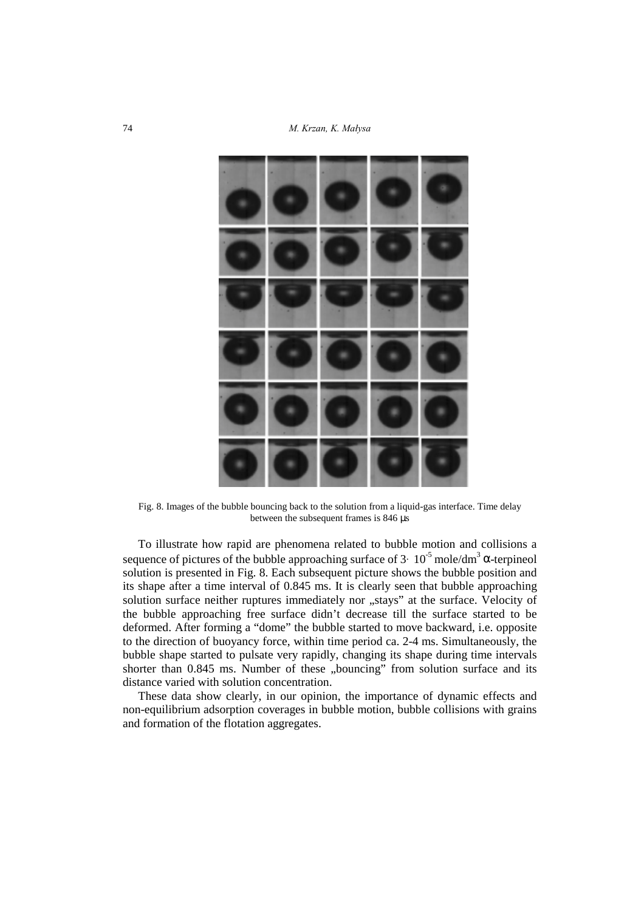Fig. 8. Images of the bubble bouncing back to the solution from a liquid-gas interface. Time delay between the subsequent frames is 846 μs

To illustrate how rapid are phenomena related to bubble motion and collisions a sequence of pictures of the bubble approaching surface of $3\cdot 10^{-5}$ mole/dm$^3$ α-terpineol solution is presented in Fig. 8. Each subsequent picture shows the bubble position and its shape after a time interval of 0.845 ms. It is clearly seen that bubble approaching solution surface neither ruptures immediately nor „stays" at the surface. Velocity of the bubble approaching free surface didn't decrease till the surface started to be deformed. After forming a "dome" the bubble started to move backward, i.e. opposite to the direction of buoyancy force, within time period ca. 2-4 ms. Simultaneously, the bubble shape started to pulsate very rapidly, changing its shape during time intervals shorter than 0.845 ms. Number of these „bouncing" from solution surface and its distance varied with solution concentration.

These data show clearly, in our opinion, the importance of dynamic effects and non-equilibrium adsorption coverages in bubble motion, bubble collisions with grains and formation of the flotation aggregates.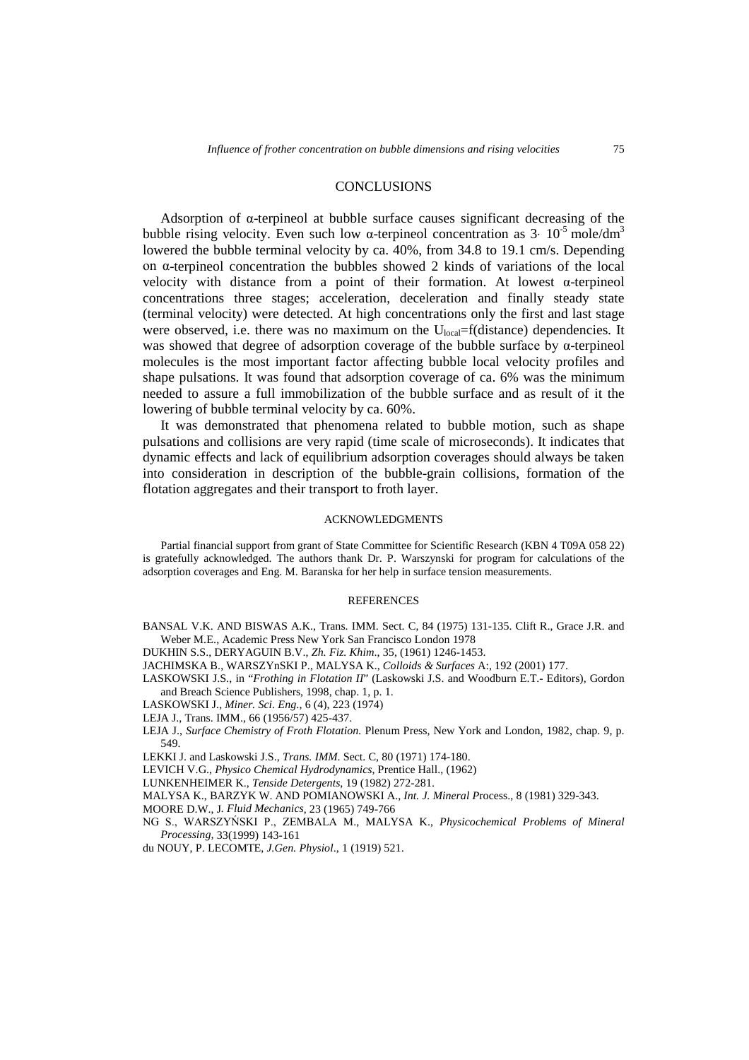## CONCLUSIONS

Adsorption of α-terpineol at bubble surface causes significant decreasing of the bubble rising velocity. Even such low α-terpineol concentration as $3 \cdot 10^{-5}$ mole/dm$^3$ lowered the bubble terminal velocity by ca. 40%, from 34.8 to 19.1 cm/s. Depending on α-terpineol concentration the bubbles showed 2 kinds of variations of the local velocity with distance from a point of their formation. At lowest α-terpineol concentrations three stages; acceleration, deceleration and finally steady state (terminal velocity) were detected. At high concentrations only the first and last stage were observed, i.e. there was no maximum on the $U_{local}$=f(distance) dependencies. It was showed that degree of adsorption coverage of the bubble surface by α-terpineol molecules is the most important factor affecting bubble local velocity profiles and shape pulsations. It was found that adsorption coverage of ca. 6% was the minimum needed to assure a full immobilization of the bubble surface and as result of it the lowering of bubble terminal velocity by ca. 60%.

It was demonstrated that phenomena related to bubble motion, such as shape pulsations and collisions are very rapid (time scale of microseconds). It indicates that dynamic effects and lack of equilibrium adsorption coverages should always be taken into consideration in description of the bubble-grain collisions, formation of the flotation aggregates and their transport to froth layer.

### ACKNOWLEDGMENTS

Partial financial support from grant of State Committee for Scientific Research (KBN 4 T09A 058 22) is gratefully acknowledged. The authors thank Dr. P. Warszynski for program for calculations of the adsorption coverages and Eng. M. Baranska for her help in surface tension measurements.

### REFERENCES

BANSAL V.K. AND BISWAS A.K., Trans. IMM. Sect. C, 84 (1975) 131-135. Clift R., Grace J.R. and Weber M.E., Academic Press New York San Francisco London 1978

DUKHIN S.S., DERYAGUIN B.V., *Zh. Fiz. Khim*., 35, (1961) 1246-1453.

JACHIMSKA B., WARSZYnSKI P., MALYSA K., *Colloids & Surfaces* A:, 192 (2001) 177.

LASKOWSKI J.S., in "*Frothing in Flotation II*" (Laskowski J.S. and Woodburn E.T.- Editors), Gordon and Breach Science Publishers, 1998, chap. 1, p. 1.

LASKOWSKI J., *Miner. Sci. Eng*., 6 (4), 223 (1974)

LEJA J., Trans. IMM., 66 (1956/57) 425-437.

LEJA J., *Surface Chemistry of Froth Flotation.* Plenum Press, New York and London, 1982, chap. 9, p. 549.

LEKKI J. and Laskowski J.S., *Trans. IMM*. Sect. C, 80 (1971) 174-180.

LEVICH V.G., *Physico Chemical Hydrodynamics*, Prentice Hall., (1962)

LUNKENHEIMER K., *Tenside Detergents*, 19 (1982) 272-281.

MALYSA K., BARZYK W. AND POMIANOWSKI A., *Int. J. Mineral P*rocess., 8 (1981) 329-343.

MOORE D.W., J*. Fluid Mechanics*, 23 (1965) 749-766

NG S., WARSZYŃSKI P., ZEMBALA M., MALYSA K., *Physicochemical Problems of Mineral Processing*, 33(1999) 143-161

du NOUY, P. LECOMTE, *J.Gen. Physiol*., 1 (1919) 521.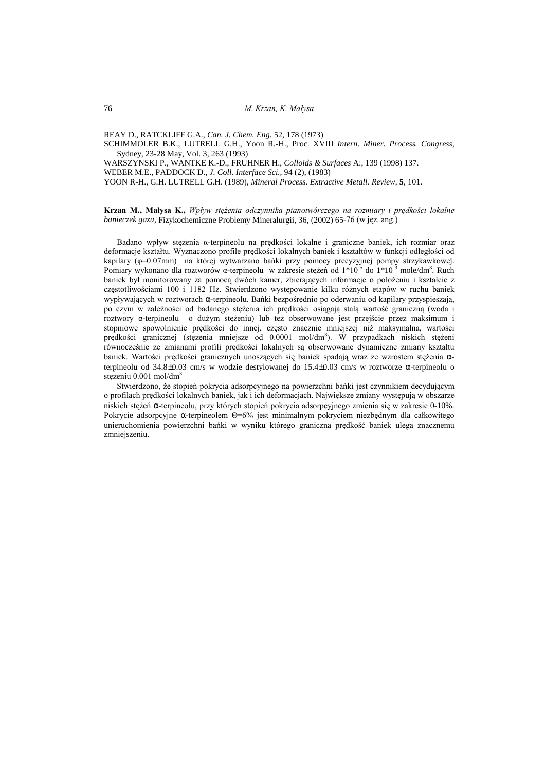REAY D., RATCKLIFF G.A., *Can. J. Chem. Eng.* 52, 178 (1973)

SCHIMMOLER B.K., LUTRELL G.H., Yoon R.-H., Proc. XVIII *Intern. Miner. Process. Congress*, Sydney, 23-28 May, Vol. 3, 263 (1993)

WARSZYNSKI P., WANTKE K.-D., FRUHNER H., *Colloids & Surfaces* A:, 139 (1998) 137.

WEBER M.E., PADDOCK D., *J. Coll. Interface Sci.*, 94 (2), (1983)

YOON R-H., G.H. LUTRELL G.H. (1989), *Mineral Process. Extractive Metall. Review*, **5**, 101.

**Krzan M., Małysa K.,** *Wpływ stężenia odczynnika pianotwórczego na rozmiary i prędkości lokalne banieczek gazu*, Fizykochemiczne Problemy Mineralurgii, 36, (2002) 65-76 (w jęz. ang.)

Badano wpływ stężenia α-terpineolu na prędkości lokalne i graniczne baniek, ich rozmiar oraz deformacje kształtu. Wyznaczono profile prędkości lokalnych baniek i kształtów w funkcji odległości od kapilary (φ=0.07mm) na której wytwarzano bańki przy pomocy precyzyjnej pompy strzykawkowej. Pomiary wykonano dla roztworów α-terpineolu w zakresie stężeń od $1*10^{-5}$ do $1*10^{-3}$ mole/dm$^3$. Ruch baniek był monitorowany za pomocą dwóch kamer, zbierających informacje o położeniu i kształcie z częstotliwościami 100 i 1182 Hz. Stwierdzono występowanie kilku różnych etapów w ruchu baniek wypływających w roztworach α-terpineolu. Bańki bezpośrednio po oderwaniu od kapilary przyspieszają, po czym w zależności od badanego stężenia ich prędkości osiągają stałą wartość graniczną (woda i roztwory α-terpineolu o dużym stężeniu) lub też obserwowane jest przejście przez maksimum i stopniowe spowolnienie prędkości do innej, często znacznie mniejszej niż maksymalna, wartości prędkości granicznej (stężenia mniejsze od 0.0001 mol/dm$^3$). W przypadkach niskich stężeni równocześnie ze zmianami profili prędkości lokalnych są obserwowane dynamiczne zmiany kształtu baniek. Wartości prędkości granicznych unoszących się baniek spadają wraz ze wzrostem stężenia α-terpineolu od 34.8±0.03 cm/s w wodzie destylowanej do 15.4±0.03 cm/s w roztworze α-terpineolu o stężeniu 0.001 mol/dm$^3$.

Stwierdzono, że stopień pokrycia adsorpcyjnego na powierzchni bańki jest czynnikiem decydującym o profilach prędkości lokalnych baniek, jak i ich deformacjach. Największe zmiany występują w obszarze niskich stężeń α-terpineolu, przy których stopień pokrycia adsorpcyjnego zmienia się w zakresie 0-10%. Pokrycie adsorpcyjne α-terpineolem Θ=6% jest minimalnym pokryciem niezbędnym dla całkowitego unieruchomienia powierzchni bańki w wyniku którego graniczna prędkość baniek ulega znacznemu zmniejszeniu.